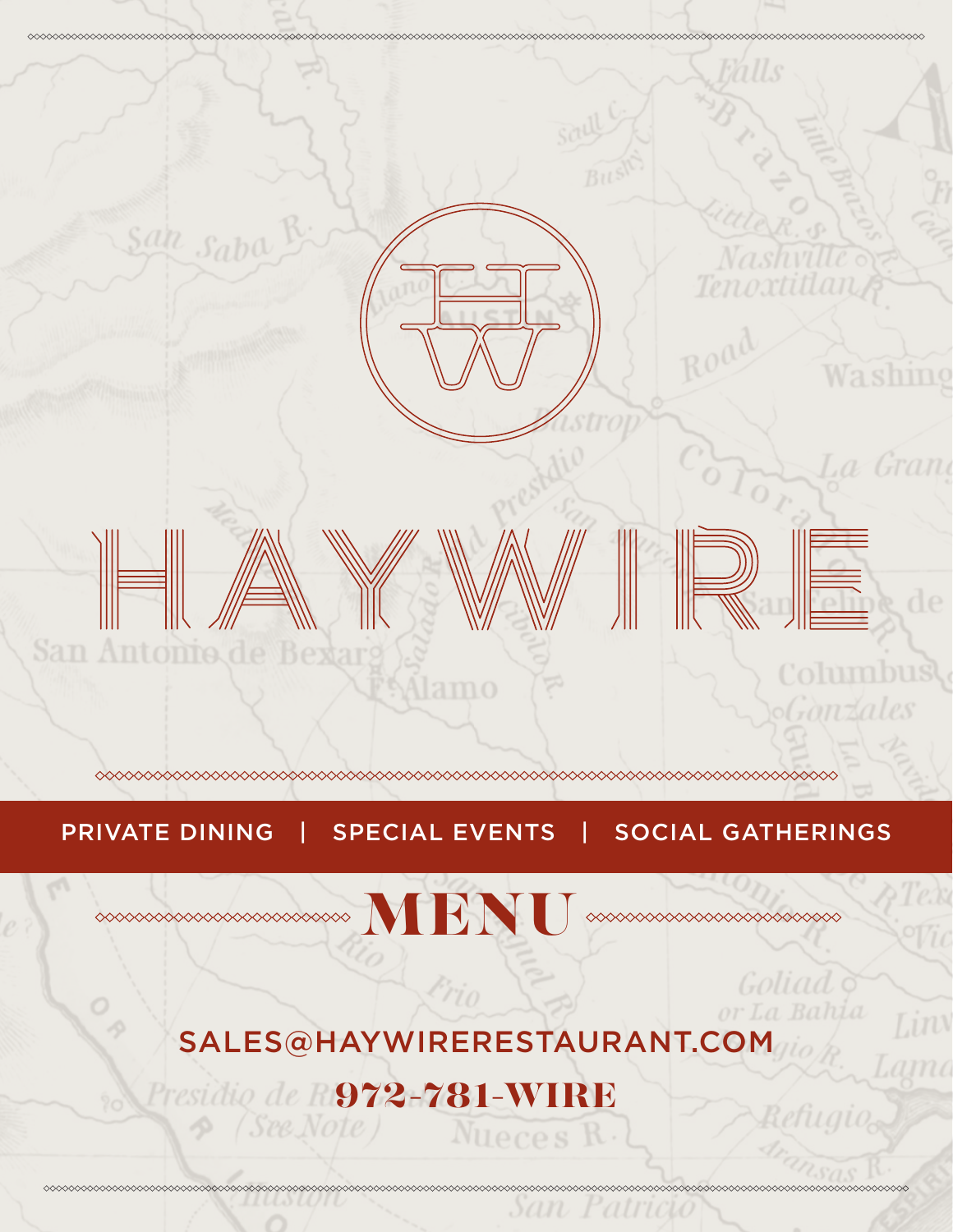# HAYWIRE

PRIVATE DINING | SPECIAL EVENTS | SOCIAL GATHERINGS

## MENU

SALES@HAYWIRERESTAURANT.COM

**972-781-WIRE**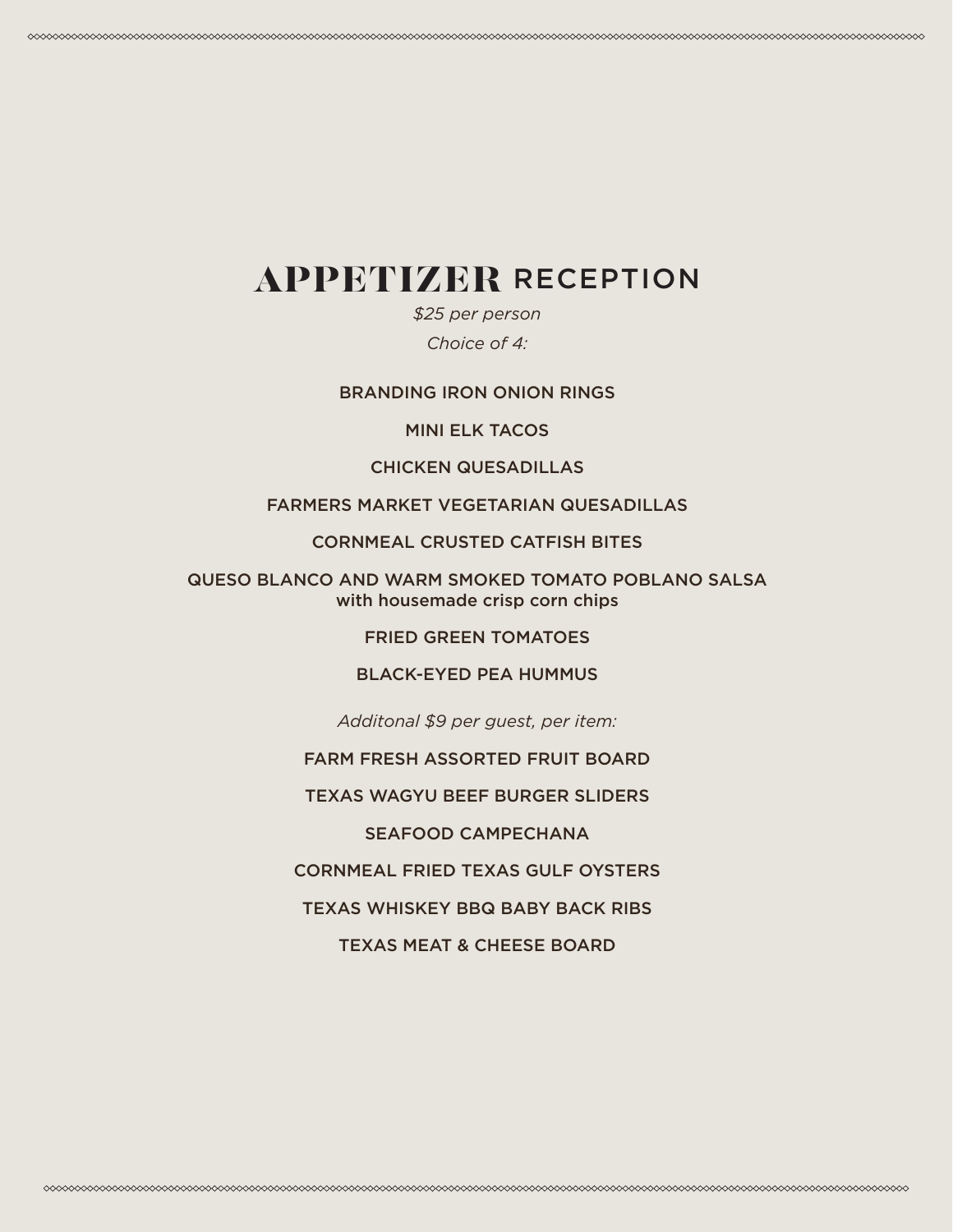# APPETIZER RECEPTION

*$25 per person*

*Choice of 4:*

BRANDING IRON ONION RINGS

MINI ELK TACOS

CHICKEN QUESADILLAS

FARMERS MARKET VEGETARIAN QUESADILLAS

CORNMEAL CRUSTED CATFISH BITES

QUESO BLANCO AND WARM SMOKED TOMATO POBLANO SALSA
with housemade crisp corn chips

FRIED GREEN TOMATOES

BLACK-EYED PEA HUMMUS

*Additonal $9 per guest, per item:*

FARM FRESH ASSORTED FRUIT BOARD

TEXAS WAGYU BEEF BURGER SLIDERS

SEAFOOD CAMPECHANA

CORNMEAL FRIED TEXAS GULF OYSTERS

TEXAS WHISKEY BBQ BABY BACK RIBS

TEXAS MEAT & CHEESE BOARD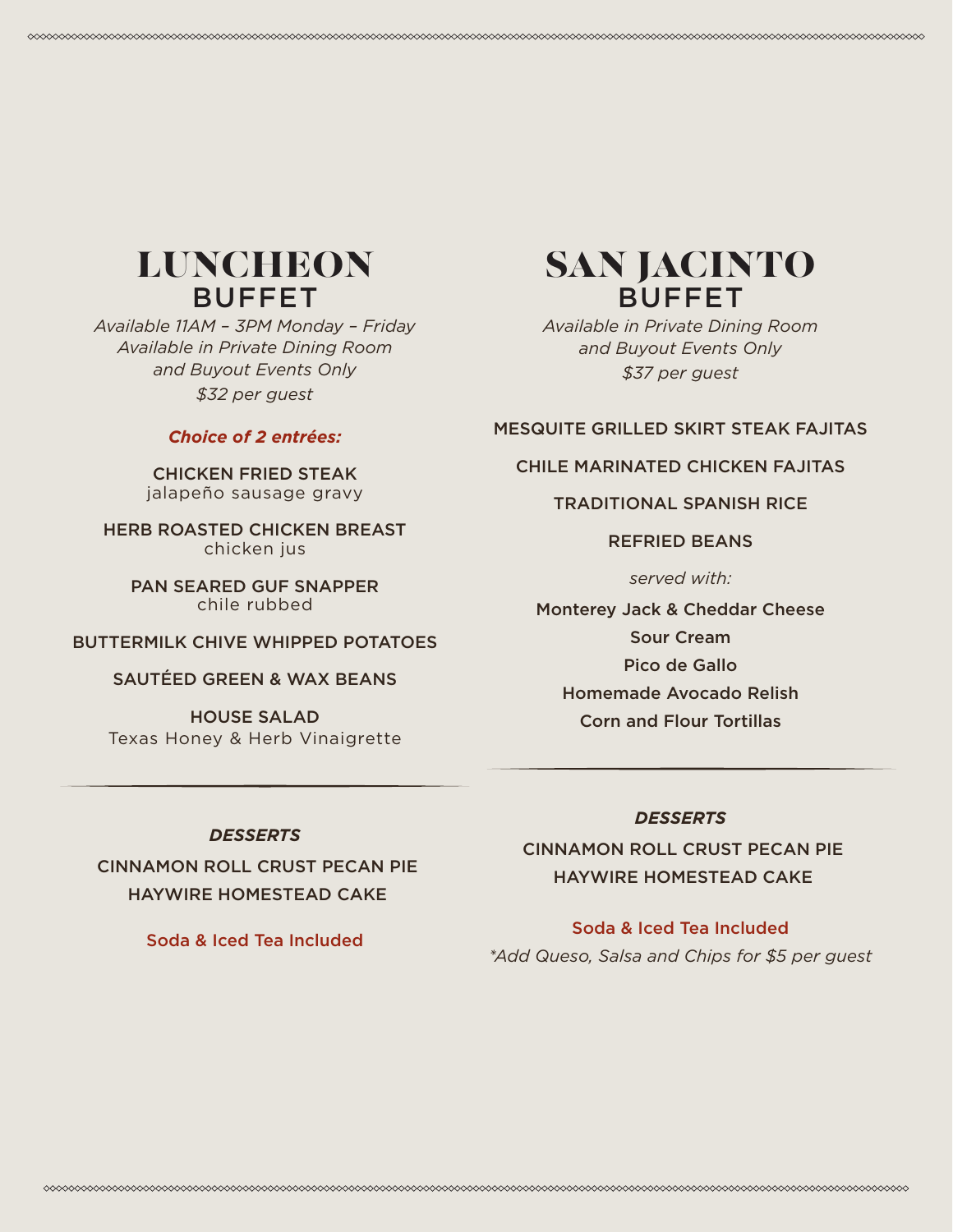# LUNCHEON BUFFET

*Available 11AM – 3PM Monday – Friday*
*Available in Private Dining Room and Buyout Events Only*
*$32 per guest*

***Choice of 2 entrées:***

CHICKEN FRIED STEAK
jalapeño sausage gravy

HERB ROASTED CHICKEN BREAST
chicken jus

PAN SEARED GUF SNAPPER
chile rubbed

BUTTERMILK CHIVE WHIPPED POTATOES

SAUTÉED GREEN & WAX BEANS

HOUSE SALAD
Texas Honey & Herb Vinaigrette

***DESSERTS***

CINNAMON ROLL CRUST PECAN PIE

HAYWIRE HOMESTEAD CAKE

Soda & Iced Tea Included

# SAN JACINTO BUFFET

*Available in Private Dining Room and Buyout Events Only*
*$37 per guest*

MESQUITE GRILLED SKIRT STEAK FAJITAS

CHILE MARINATED CHICKEN FAJITAS

TRADITIONAL SPANISH RICE

REFRIED BEANS

*served with:*

Monterey Jack & Cheddar Cheese
Sour Cream
Pico de Gallo
Homemade Avocado Relish
Corn and Flour Tortillas

***DESSERTS***

CINNAMON ROLL CRUST PECAN PIE

HAYWIRE HOMESTEAD CAKE

Soda & Iced Tea Included

*\*Add Queso, Salsa and Chips for $5 per guest*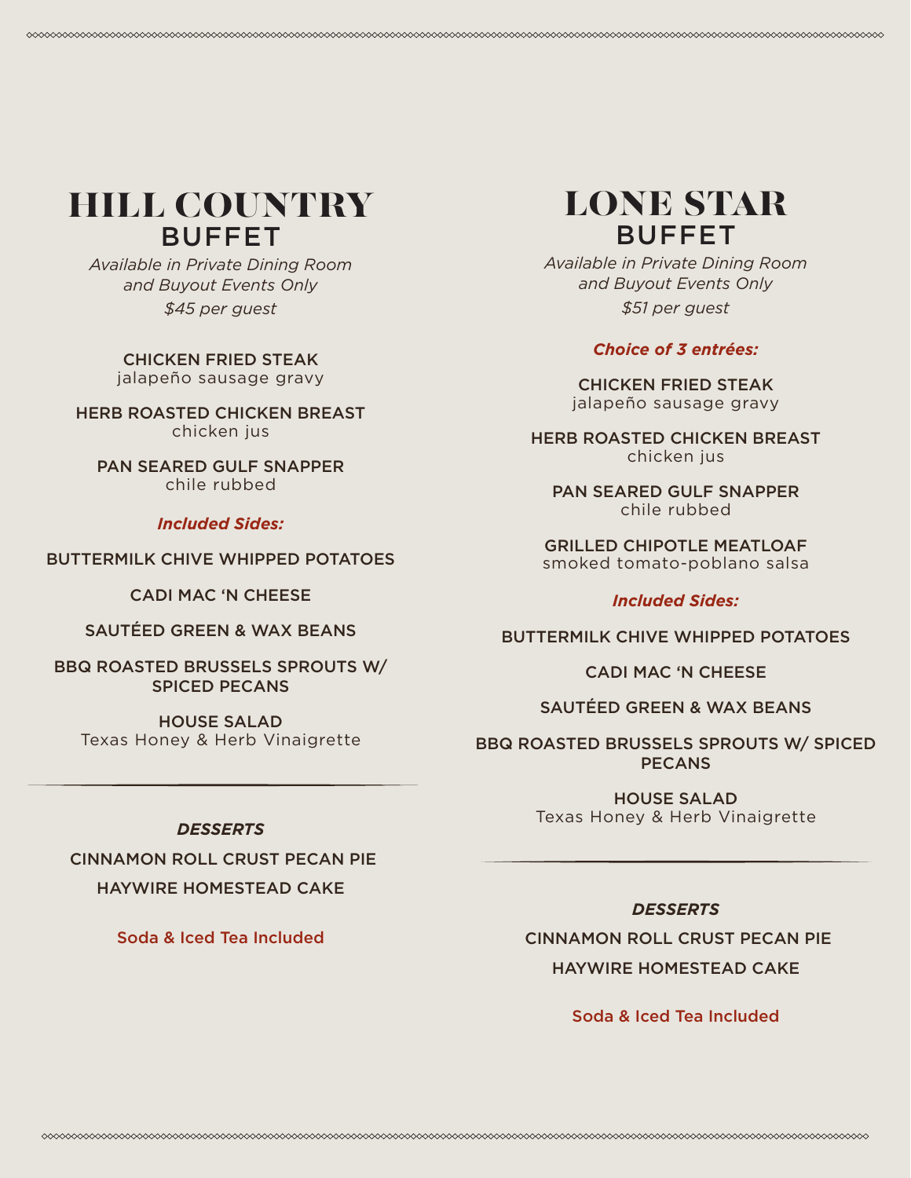# HILL COUNTRY BUFFET

*Available in Private Dining Room and Buyout Events Only*

*$45 per guest*

CHICKEN FRIED STEAK
jalapeño sausage gravy

HERB ROASTED CHICKEN BREAST
chicken jus

PAN SEARED GULF SNAPPER
chile rubbed

***Included Sides:***

BUTTERMILK CHIVE WHIPPED POTATOES

CADI MAC 'N CHEESE

SAUTÉED GREEN & WAX BEANS

BBQ ROASTED BRUSSELS SPROUTS W/ SPICED PECANS

HOUSE SALAD
Texas Honey & Herb Vinaigrette

---

***DESSERTS***

CINNAMON ROLL CRUST PECAN PIE

HAYWIRE HOMESTEAD CAKE

Soda & Iced Tea Included

# LONE STAR BUFFET

*Available in Private Dining Room and Buyout Events Only*

*$51 per guest*

***Choice of 3 entrées:***

CHICKEN FRIED STEAK
jalapeño sausage gravy

HERB ROASTED CHICKEN BREAST
chicken jus

PAN SEARED GULF SNAPPER
chile rubbed

GRILLED CHIPOTLE MEATLOAF
smoked tomato-poblano salsa

***Included Sides:***

BUTTERMILK CHIVE WHIPPED POTATOES

CADI MAC 'N CHEESE

SAUTÉED GREEN & WAX BEANS

BBQ ROASTED BRUSSELS SPROUTS W/ SPICED PECANS

HOUSE SALAD
Texas Honey & Herb Vinaigrette

---

***DESSERTS***

CINNAMON ROLL CRUST PECAN PIE

HAYWIRE HOMESTEAD CAKE

Soda & Iced Tea Included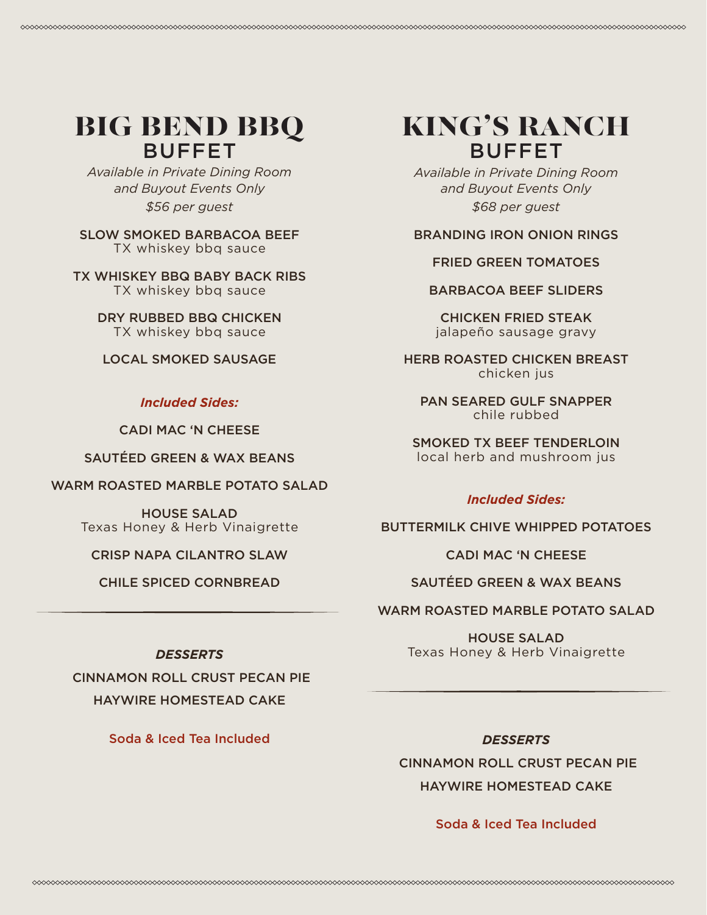# BIG BEND BBQ BUFFET

*Available in Private Dining Room and Buyout Events Only*

*$56 per guest*

SLOW SMOKED BARBACOA BEEF
TX whiskey bbq sauce

TX WHISKEY BBQ BABY BACK RIBS
TX whiskey bbq sauce

DRY RUBBED BBQ CHICKEN
TX whiskey bbq sauce

LOCAL SMOKED SAUSAGE

***Included Sides:***

CADI MAC 'N CHEESE

SAUTÉED GREEN & WAX BEANS

WARM ROASTED MARBLE POTATO SALAD

HOUSE SALAD
Texas Honey & Herb Vinaigrette

CRISP NAPA CILANTRO SLAW

CHILE SPICED CORNBREAD

***DESSERTS***

CINNAMON ROLL CRUST PECAN PIE

HAYWIRE HOMESTEAD CAKE

Soda & Iced Tea Included

# KING'S RANCH BUFFET

*Available in Private Dining Room and Buyout Events Only*

*$68 per guest*

BRANDING IRON ONION RINGS

FRIED GREEN TOMATOES

BARBACOA BEEF SLIDERS

CHICKEN FRIED STEAK
jalapeño sausage gravy

HERB ROASTED CHICKEN BREAST
chicken jus

PAN SEARED GULF SNAPPER
chile rubbed

SMOKED TX BEEF TENDERLOIN
local herb and mushroom jus

***Included Sides:***

BUTTERMILK CHIVE WHIPPED POTATOES

CADI MAC 'N CHEESE

SAUTÉED GREEN & WAX BEANS

WARM ROASTED MARBLE POTATO SALAD

HOUSE SALAD
Texas Honey & Herb Vinaigrette

***DESSERTS***

CINNAMON ROLL CRUST PECAN PIE

HAYWIRE HOMESTEAD CAKE

Soda & Iced Tea Included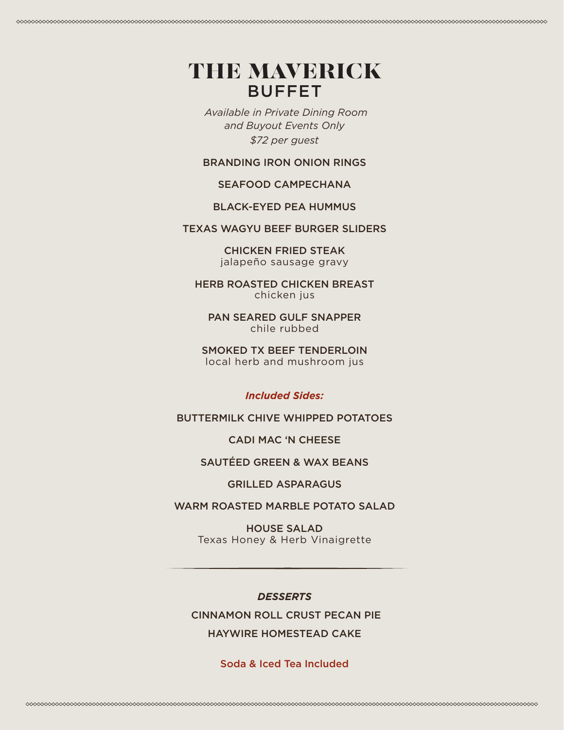# THE MAVERICK
## BUFFET

*Available in Private Dining Room*
*and Buyout Events Only*
*$72 per guest*

BRANDING IRON ONION RINGS

SEAFOOD CAMPECHANA

BLACK-EYED PEA HUMMUS

TEXAS WAGYU BEEF BURGER SLIDERS

CHICKEN FRIED STEAK
jalapeño sausage gravy

HERB ROASTED CHICKEN BREAST
chicken jus

PAN SEARED GULF SNAPPER
chile rubbed

SMOKED TX BEEF TENDERLOIN
local herb and mushroom jus

***Included Sides:***

BUTTERMILK CHIVE WHIPPED POTATOES

CADI MAC 'N CHEESE

SAUTÉED GREEN & WAX BEANS

GRILLED ASPARAGUS

WARM ROASTED MARBLE POTATO SALAD

HOUSE SALAD
Texas Honey & Herb Vinaigrette

---

***DESSERTS***

CINNAMON ROLL CRUST PECAN PIE

HAYWIRE HOMESTEAD CAKE

Soda & Iced Tea Included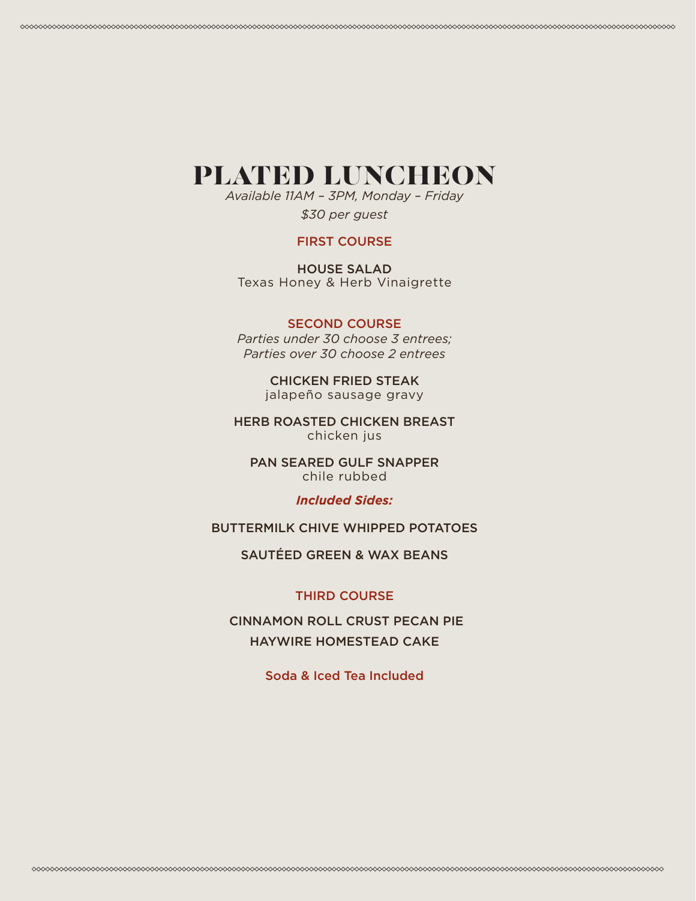# PLATED LUNCHEON

*Available 11AM – 3PM, Monday – Friday*

*$30 per guest*

## FIRST COURSE

**HOUSE SALAD**
Texas Honey & Herb Vinaigrette

## SECOND COURSE

*Parties under 30 choose 3 entrees;*
*Parties over 30 choose 2 entrees*

**CHICKEN FRIED STEAK**
jalapeño sausage gravy

**HERB ROASTED CHICKEN BREAST**
chicken jus

**PAN SEARED GULF SNAPPER**
chile rubbed

***Included Sides:***

BUTTERMILK CHIVE WHIPPED POTATOES

SAUTÉED GREEN & WAX BEANS

## THIRD COURSE

CINNAMON ROLL CRUST PECAN PIE

HAYWIRE HOMESTEAD CAKE

Soda & Iced Tea Included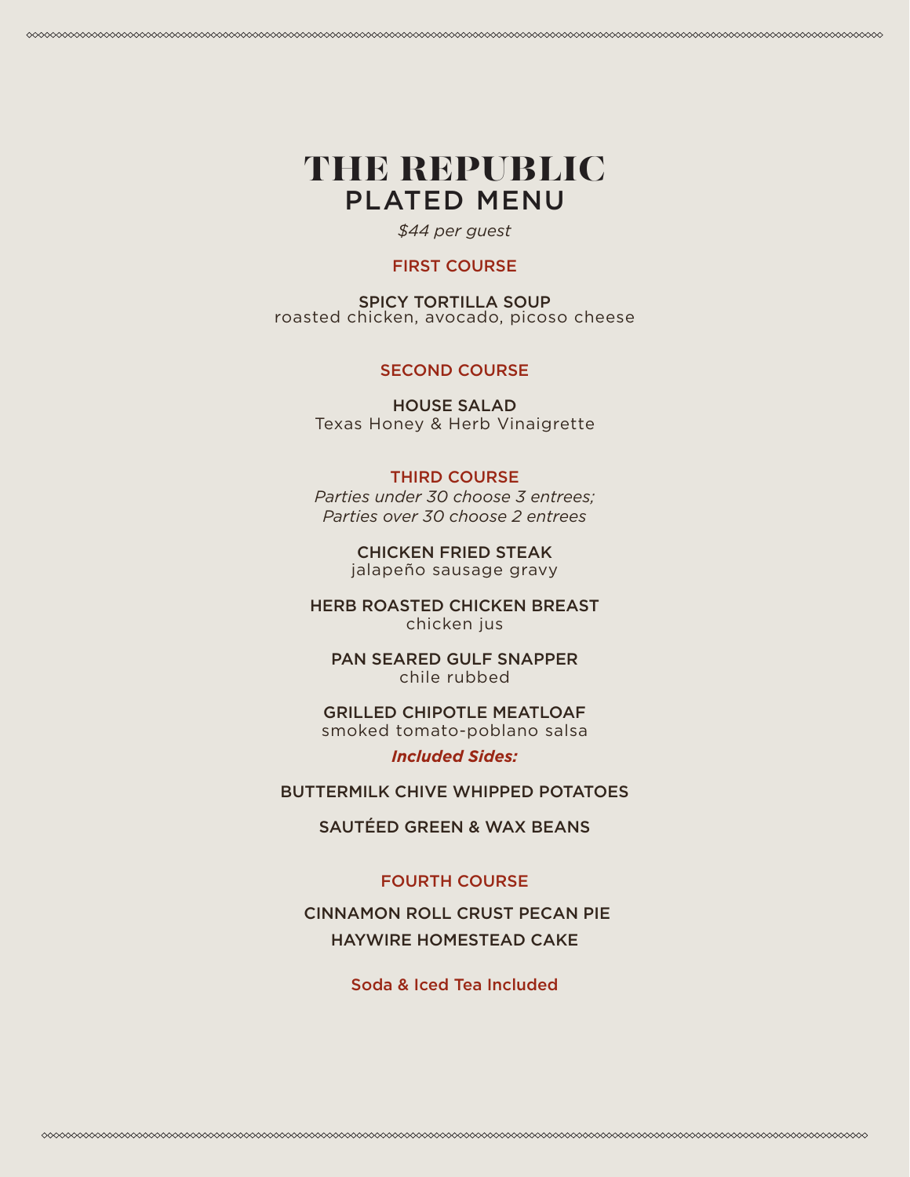# THE REPUBLIC

## PLATED MENU

*$44 per guest*

### FIRST COURSE

**SPICY TORTILLA SOUP**
roasted chicken, avocado, picoso cheese

### SECOND COURSE

**HOUSE SALAD**
Texas Honey & Herb Vinaigrette

### THIRD COURSE

*Parties under 30 choose 3 entrees;*
*Parties over 30 choose 2 entrees*

**CHICKEN FRIED STEAK**
jalapeño sausage gravy

**HERB ROASTED CHICKEN BREAST**
chicken jus

**PAN SEARED GULF SNAPPER**
chile rubbed

**GRILLED CHIPOTLE MEATLOAF**
smoked tomato-poblano salsa

***Included Sides:***

**BUTTERMILK CHIVE WHIPPED POTATOES**

**SAUTÉED GREEN & WAX BEANS**

### FOURTH COURSE

**CINNAMON ROLL CRUST PECAN PIE**

**HAYWIRE HOMESTEAD CAKE**

Soda & Iced Tea Included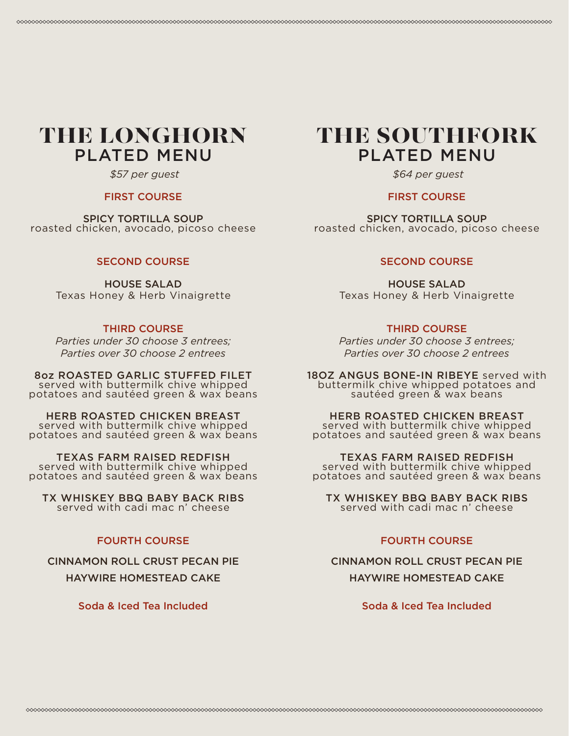# THE LONGHORN
## PLATED MENU

*$57 per guest*

### FIRST COURSE

SPICY TORTILLA SOUP
roasted chicken, avocado, picoso cheese

### SECOND COURSE

HOUSE SALAD
Texas Honey & Herb Vinaigrette

### THIRD COURSE

*Parties under 30 choose 3 entrees;*
*Parties over 30 choose 2 entrees*

8oz ROASTED GARLIC STUFFED FILET
served with buttermilk chive whipped potatoes and sautéed green & wax beans

HERB ROASTED CHICKEN BREAST
served with buttermilk chive whipped potatoes and sautéed green & wax beans

TEXAS FARM RAISED REDFISH
served with buttermilk chive whipped potatoes and sautéed green & wax beans

TX WHISKEY BBQ BABY BACK RIBS
served with cadi mac n' cheese

### FOURTH COURSE

CINNAMON ROLL CRUST PECAN PIE

HAYWIRE HOMESTEAD CAKE

Soda & Iced Tea Included

# THE SOUTHFORK
## PLATED MENU

*$64 per guest*

### FIRST COURSE

SPICY TORTILLA SOUP
roasted chicken, avocado, picoso cheese

### SECOND COURSE

HOUSE SALAD
Texas Honey & Herb Vinaigrette

### THIRD COURSE

*Parties under 30 choose 3 entrees;*
*Parties over 30 choose 2 entrees*

18OZ ANGUS BONE-IN RIBEYE served with buttermilk chive whipped potatoes and sautéed green & wax beans

HERB ROASTED CHICKEN BREAST
served with buttermilk chive whipped potatoes and sautéed green & wax beans

TEXAS FARM RAISED REDFISH
served with buttermilk chive whipped potatoes and sautéed green & wax beans

TX WHISKEY BBQ BABY BACK RIBS
served with cadi mac n' cheese

### FOURTH COURSE

CINNAMON ROLL CRUST PECAN PIE

HAYWIRE HOMESTEAD CAKE

Soda & Iced Tea Included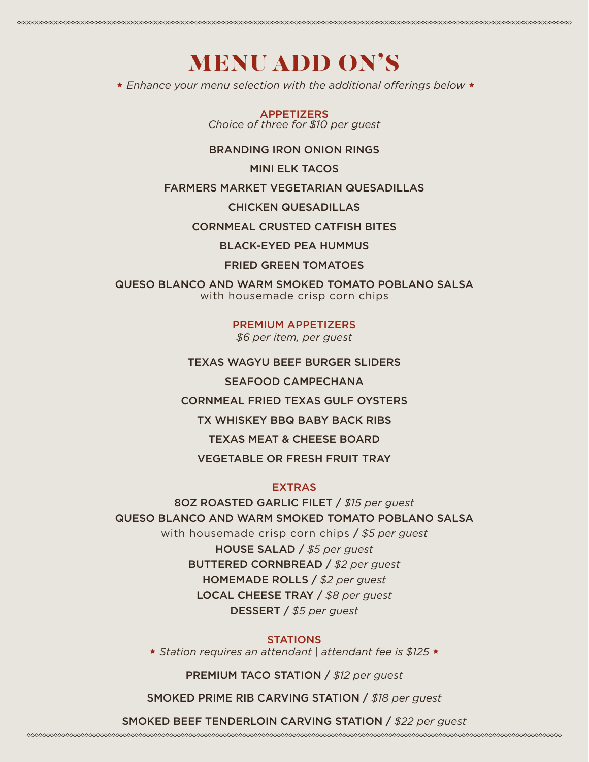# MENU ADD ON'S

*★ Enhance your menu selection with the additional offerings below ★*

## APPETIZERS

*Choice of three for $10 per guest*

BRANDING IRON ONION RINGS

MINI ELK TACOS

FARMERS MARKET VEGETARIAN QUESADILLAS

CHICKEN QUESADILLAS

CORNMEAL CRUSTED CATFISH BITES

BLACK-EYED PEA HUMMUS

FRIED GREEN TOMATOES

QUESO BLANCO AND WARM SMOKED TOMATO POBLANO SALSA
with housemade crisp corn chips

## PREMIUM APPETIZERS

*$6 per item, per guest*

TEXAS WAGYU BEEF BURGER SLIDERS

SEAFOOD CAMPECHANA

CORNMEAL FRIED TEXAS GULF OYSTERS

TX WHISKEY BBQ BABY BACK RIBS

TEXAS MEAT & CHEESE BOARD

VEGETABLE OR FRESH FRUIT TRAY

## EXTRAS

8OZ ROASTED GARLIC FILET / *$15 per guest*

QUESO BLANCO AND WARM SMOKED TOMATO POBLANO SALSA
with housemade crisp corn chips / *$5 per guest*

HOUSE SALAD / *$5 per guest*

BUTTERED CORNBREAD / *$2 per guest*

HOMEMADE ROLLS / *$2 per guest*

LOCAL CHEESE TRAY / *$8 per guest*

DESSERT / *$5 per guest*

## STATIONS

*★ Station requires an attendant | attendant fee is $125 ★*

PREMIUM TACO STATION / *$12 per guest*

SMOKED PRIME RIB CARVING STATION / *$18 per guest*

SMOKED BEEF TENDERLOIN CARVING STATION / *$22 per guest*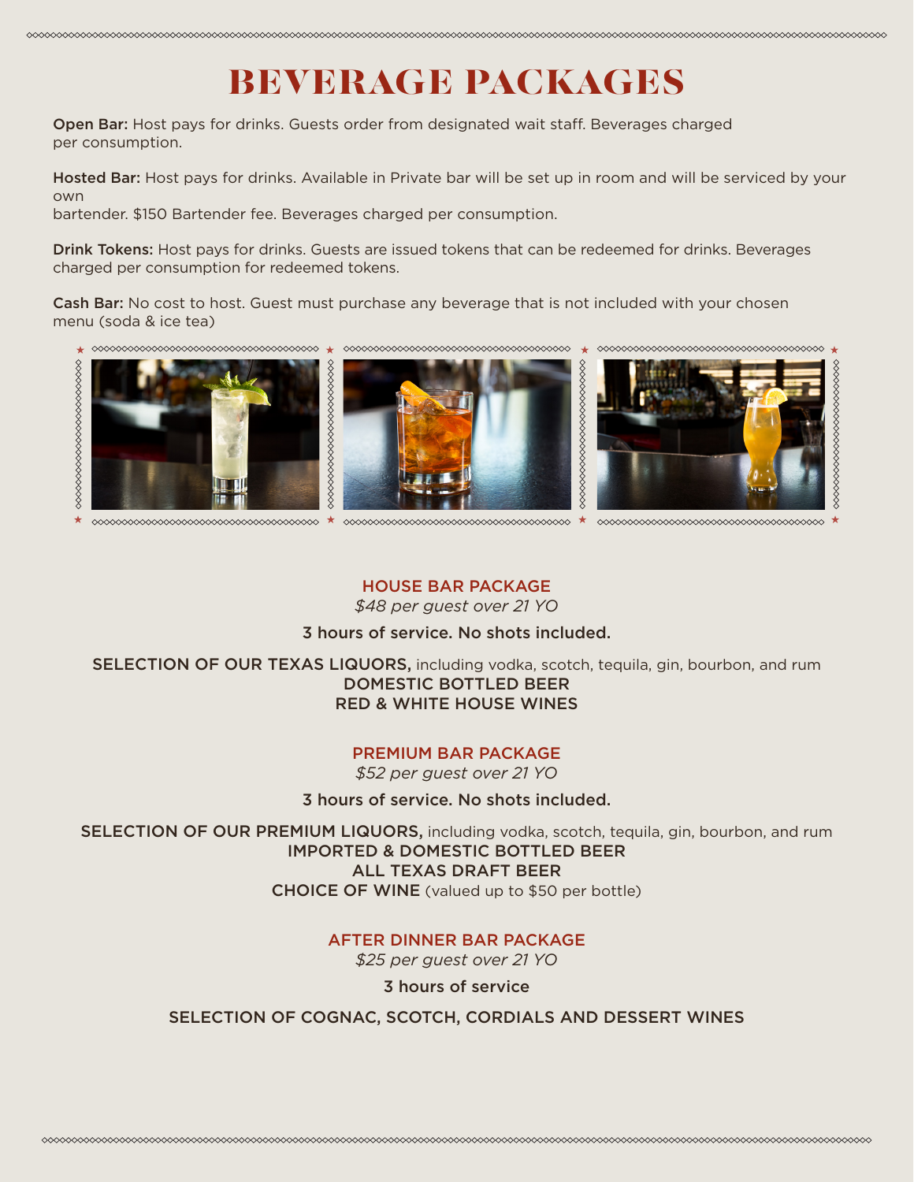# BEVERAGE PACKAGES

**Open Bar:** Host pays for drinks. Guests order from designated wait staff. Beverages charged per consumption.

**Hosted Bar:** Host pays for drinks. Available in Private bar will be set up in room and will be serviced by your own bartender. $150 Bartender fee. Beverages charged per consumption.

**Drink Tokens:** Host pays for drinks. Guests are issued tokens that can be redeemed for drinks. Beverages charged per consumption for redeemed tokens.

**Cash Bar:** No cost to host. Guest must purchase any beverage that is not included with your chosen menu (soda & ice tea)

## HOUSE BAR PACKAGE

*$48 per guest over 21 YO*

3 hours of service. No shots included.

SELECTION OF OUR TEXAS LIQUORS, including vodka, scotch, tequila, gin, bourbon, and rum
DOMESTIC BOTTLED BEER
RED & WHITE HOUSE WINES

## PREMIUM BAR PACKAGE

*$52 per guest over 21 YO*

3 hours of service. No shots included.

SELECTION OF OUR PREMIUM LIQUORS, including vodka, scotch, tequila, gin, bourbon, and rum
IMPORTED & DOMESTIC BOTTLED BEER
ALL TEXAS DRAFT BEER
CHOICE OF WINE (valued up to $50 per bottle)

## AFTER DINNER BAR PACKAGE

*$25 per guest over 21 YO*

3 hours of service

SELECTION OF COGNAC, SCOTCH, CORDIALS AND DESSERT WINES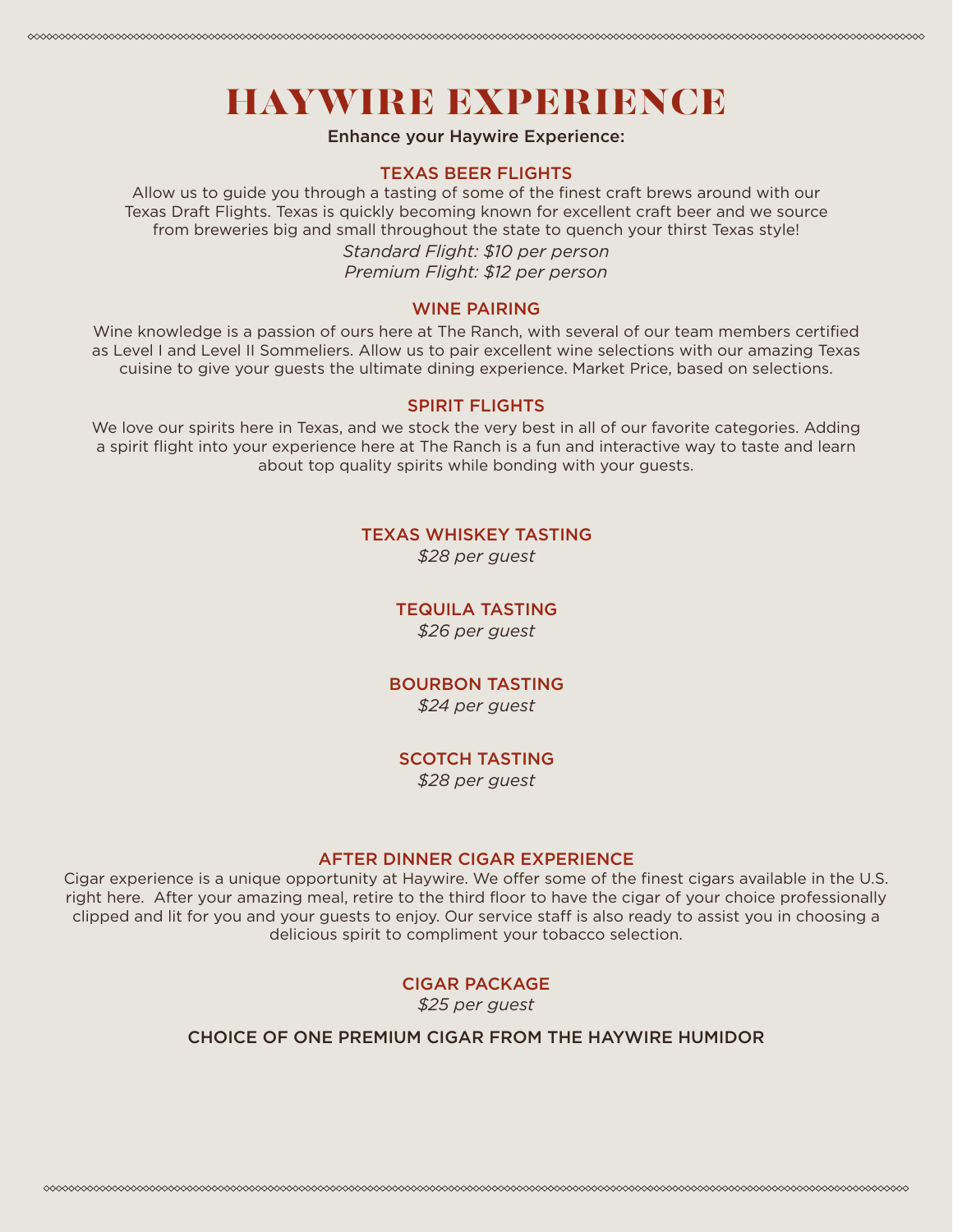# HAYWIRE EXPERIENCE

Enhance your Haywire Experience:

## TEXAS BEER FLIGHTS

Allow us to guide you through a tasting of some of the finest craft brews around with our Texas Draft Flights. Texas is quickly becoming known for excellent craft beer and we source from breweries big and small throughout the state to quench your thirst Texas style!

*Standard Flight: $10 per person*
*Premium Flight: $12 per person*

## WINE PAIRING

Wine knowledge is a passion of ours here at The Ranch, with several of our team members certified as Level I and Level II Sommeliers. Allow us to pair excellent wine selections with our amazing Texas cuisine to give your guests the ultimate dining experience. Market Price, based on selections.

## SPIRIT FLIGHTS

We love our spirits here in Texas, and we stock the very best in all of our favorite categories. Adding a spirit flight into your experience here at The Ranch is a fun and interactive way to taste and learn about top quality spirits while bonding with your guests.

### TEXAS WHISKEY TASTING

*$28 per guest*

### TEQUILA TASTING

*$26 per guest*

### BOURBON TASTING

*$24 per guest*

### SCOTCH TASTING

*$28 per guest*

## AFTER DINNER CIGAR EXPERIENCE

Cigar experience is a unique opportunity at Haywire. We offer some of the finest cigars available in the U.S. right here. After your amazing meal, retire to the third floor to have the cigar of your choice professionally clipped and lit for you and your guests to enjoy. Our service staff is also ready to assist you in choosing a delicious spirit to compliment your tobacco selection.

### CIGAR PACKAGE

*$25 per guest*

CHOICE OF ONE PREMIUM CIGAR FROM THE HAYWIRE HUMIDOR